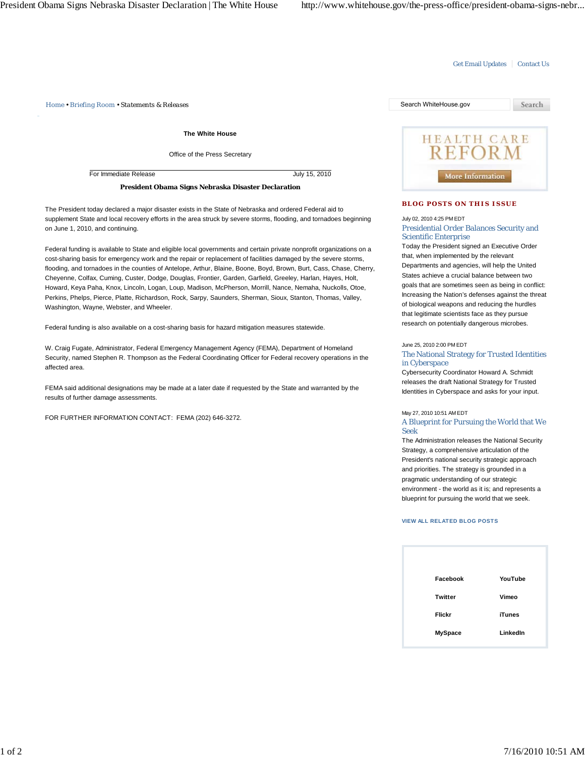Get Email Updates | Contact Us

Home • Briefing Room • Statements & Releases

Search WhiteHouse.gov Search

The White House

Office of the Press Secretary

For Immediate Release July 15, 2010

**President Obama Signs Nebraska Disaster Declaration**

The President today declared a major disaster exists in the State of Nebraska and ordered Federal aid to supplement State and local recovery efforts in the area struck by severe storms, flooding, and tornadoes beginning on June 1, 2010, and continuing.

Federal funding is available to State and eligible local governments and certain private nonprofit organizations on a cost-sharing basis for emergency work and the repair or replacement of facilities damaged by the severe storms, flooding, and tornadoes in the counties of Antelope, Arthur, Blaine, Boone, Boyd, Brown, Burt, Cass, Chase, Cherry, Cheyenne, Colfax, Cuming, Custer, Dodge, Douglas, Frontier, Garden, Garfield, Greeley, Harlan, Hayes, Holt, Howard, Keya Paha, Knox, Lincoln, Logan, Loup, Madison, McPherson, Morrill, Nance, Nemaha, Nuckolls, Otoe, Perkins, Phelps, Pierce, Platte, Richardson, Rock, Sarpy, Saunders, Sherman, Sioux, Stanton, Thomas, Valley, Washington, Wayne, Webster, and Wheeler.

Federal funding is also available on a cost-sharing basis for hazard mitigation measures statewide.

W. Craig Fugate, Administrator, Federal Emergency Management Agency (FEMA), Department of Homeland Security, named Stephen R. Thompson as the Federal Coordinating Officer for Federal recovery operations in the affected area.

FEMA said additional designations may be made at a later date if requested by the State and warranted by the results of further damage assessments.

FOR FURTHER INFORMATION CONTACT: FEMA (202) 646-3272.

HEALTH CARE REFORM

More Information

## BLOG POSTS ON THIS ISSUE

July 02, 2010 4:25 PM EDT

### Presidential Order Balances Security and Scientific Enterprise

Today the President signed an Executive Order that, when implemented by the relevant Departments and agencies, will help the United States achieve a crucial balance between two goals that are sometimes seen as being in conflict: Increasing the Nation's defenses against the threat of biological weapons and reducing the hurdles that legitimate scientists face as they pursue research on potentially dangerous microbes.

June 25, 2010 2:00 PM EDT

### The National Strategy for Trusted Identities in Cyberspace

Cybersecurity Coordinator Howard A. Schmidt releases the draft National Strategy for Trusted Identities in Cyberspace and asks for your input.

May 27, 2010 10:51 AM EDT

### A Blueprint for Pursuing the World that We Seek

The Administration releases the National Security Strategy, a comprehensive articulation of the President's national security strategic approach and priorities. The strategy is grounded in a pragmatic understanding of our strategic environment - the world as it is; and represents a blueprint for pursuing the world that we seek.

VIEW ALL RELATED BLOG POSTS

| | |
|---|---|
| Facebook | YouTube |
| Twitter | Vimeo |
| Flickr | iTunes |
| MySpace | LinkedIn |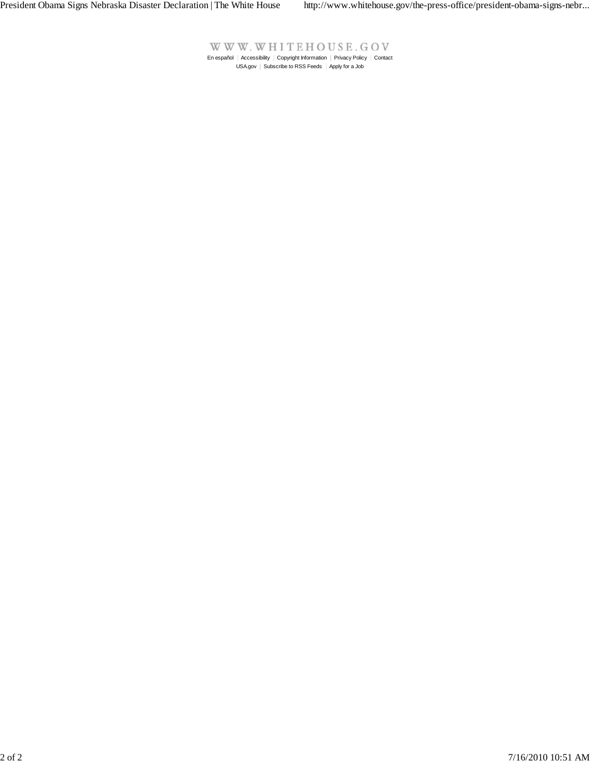WWW.WHITEHOUSE.GOV

En español | Accessibility | Copyright Information | Privacy Policy | Contact

USA.gov | Subscribe to RSS Feeds | Apply for a Job